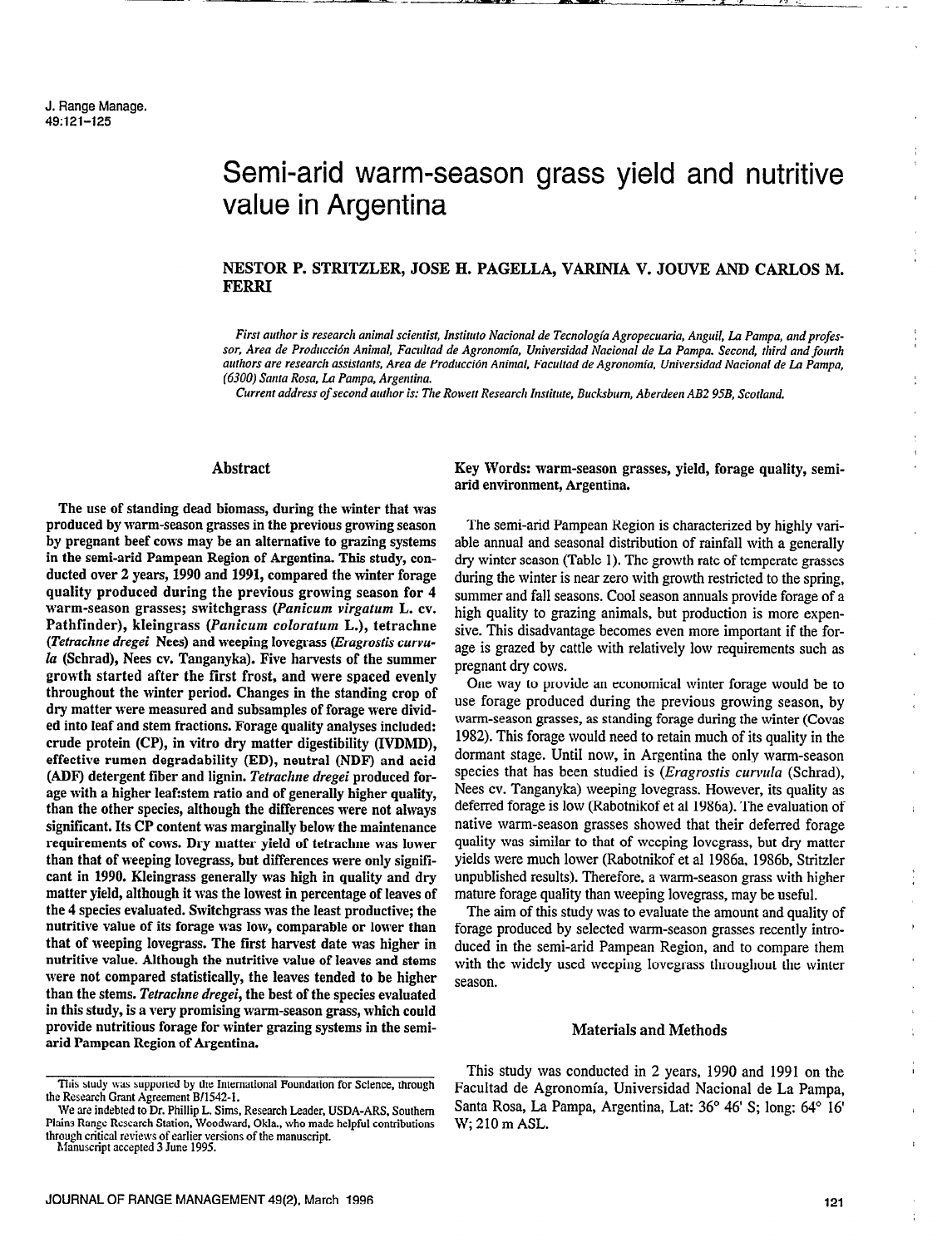# Semi-arid warm-season grass yield and nutritive value in Argentina

**NESTOR P. STRITZLER, JOSE H. PAGELLA, VARINIA V. JOUVE AND CARLOS M. FERRI**

*First author is research animal scientist, Instituto Nacional de Tecnología Agropecuaria, Anguil, La Pampa, and professor, Area de Producción Animal, Facultad de Agronomía, Universidad Nacional de La Pampa. Second, third and fourth authors are research assistants, Area de Producción Animal, Facultad de Agronomía, Universidad Nacional de La Pampa, (6300) Santa Rosa, La Pampa, Argentina.*

*Current address of second author is: The Rowett Research Institute, Bucksburn, Aberdeen AB2 9SB, Scotland.*

## Abstract

**The use of standing dead biomass, during the winter that was produced by warm-season grasses in the previous growing season by pregnant beef cows may be an alternative to grazing systems in the semi-arid Pampean Region of Argentina. This study, conducted over 2 years, 1990 and 1991, compared the winter forage quality produced during the previous growing season for 4 warm-season grasses; switchgrass (*Panicum virgatum* L. cv. Pathfinder), kleingrass (*Panicum coloratum* L.), tetrachne (*Tetrachne dregei* Nees) and weeping lovegrass (*Eragrostis curvula* (Schrad), Nees cv. Tanganyka). Five harvests of the summer growth started after the first frost, and were spaced evenly throughout the winter period. Changes in the standing crop of dry matter were measured and subsamples of forage were divided into leaf and stem fractions. Forage quality analyses included: crude protein (CP), in vitro dry matter digestibility (IVDMD), effective rumen degradability (ED), neutral (NDF) and acid (ADF) detergent fiber and lignin. *Tetrachne dregei* produced forage with a higher leaf:stem ratio and of generally higher quality, than the other species, although the differences were not always significant. Its CP content was marginally below the maintenance requirements of cows. Dry matter yield of tetrachne was lower than that of weeping lovegrass, but differences were only significant in 1990. Kleingrass generally was high in quality and dry matter yield, although it was the lowest in percentage of leaves of the 4 species evaluated. Switchgrass was the least productive; the nutritive value of its forage was low, comparable or lower than that of weeping lovegrass. The first harvest date was higher in nutritive value. Although the nutritive value of leaves and stems were not compared statistically, the leaves tended to be higher than the stems. *Tetrachne dregei*, the best of the species evaluated in this study, is a very promising warm-season grass, which could provide nutritious forage for winter grazing systems in the semi-arid Pampean Region of Argentina.**

This study was supported by the International Foundation for Science, through the Research Grant Agreement B/1542-1.

We are indebted to Dr. Phillip L. Sims, Research Leader, USDA-ARS, Southern Plains Range Research Station, Woodward, Okla., who made helpful contributions through critical reviews of earlier versions of the manuscript.

Manuscript accepted 3 June 1995.

**Key Words: warm-season grasses, yield, forage quality, semi-arid environment, Argentina.**

The semi-arid Pampean Region is characterized by highly variable annual and seasonal distribution of rainfall with a generally dry winter season (Table 1). The growth rate of temperate grasses during the winter is near zero with growth restricted to the spring, summer and fall seasons. Cool season annuals provide forage of a high quality to grazing animals, but production is more expensive. This disadvantage becomes even more important if the forage is grazed by cattle with relatively low requirements such as pregnant dry cows.

One way to provide an economical winter forage would be to use forage produced during the previous growing season, by warm-season grasses, as standing forage during the winter (Covas 1982). This forage would need to retain much of its quality in the dormant stage. Until now, in Argentina the only warm-season species that has been studied is (*Eragrostis curvula* (Schrad), Nees cv. Tanganyka) weeping lovegrass. However, its quality as deferred forage is low (Rabotnikof et al 1986a). The evaluation of native warm-season grasses showed that their deferred forage quality was similar to that of weeping lovegrass, but dry matter yields were much lower (Rabotnikof et al 1986a, 1986b, Stritzler unpublished results). Therefore, a warm-season grass with higher mature forage quality than weeping lovegrass, may be useful.

The aim of this study was to evaluate the amount and quality of forage produced by selected warm-season grasses recently introduced in the semi-arid Pampean Region, and to compare them with the widely used weeping lovegrass throughout the winter season.

## Materials and Methods

This study was conducted in 2 years, 1990 and 1991 on the Facultad de Agronomía, Universidad Nacional de La Pampa, Santa Rosa, La Pampa, Argentina, Lat: 36° 46' S; long: 64° 16' W; 210 m ASL.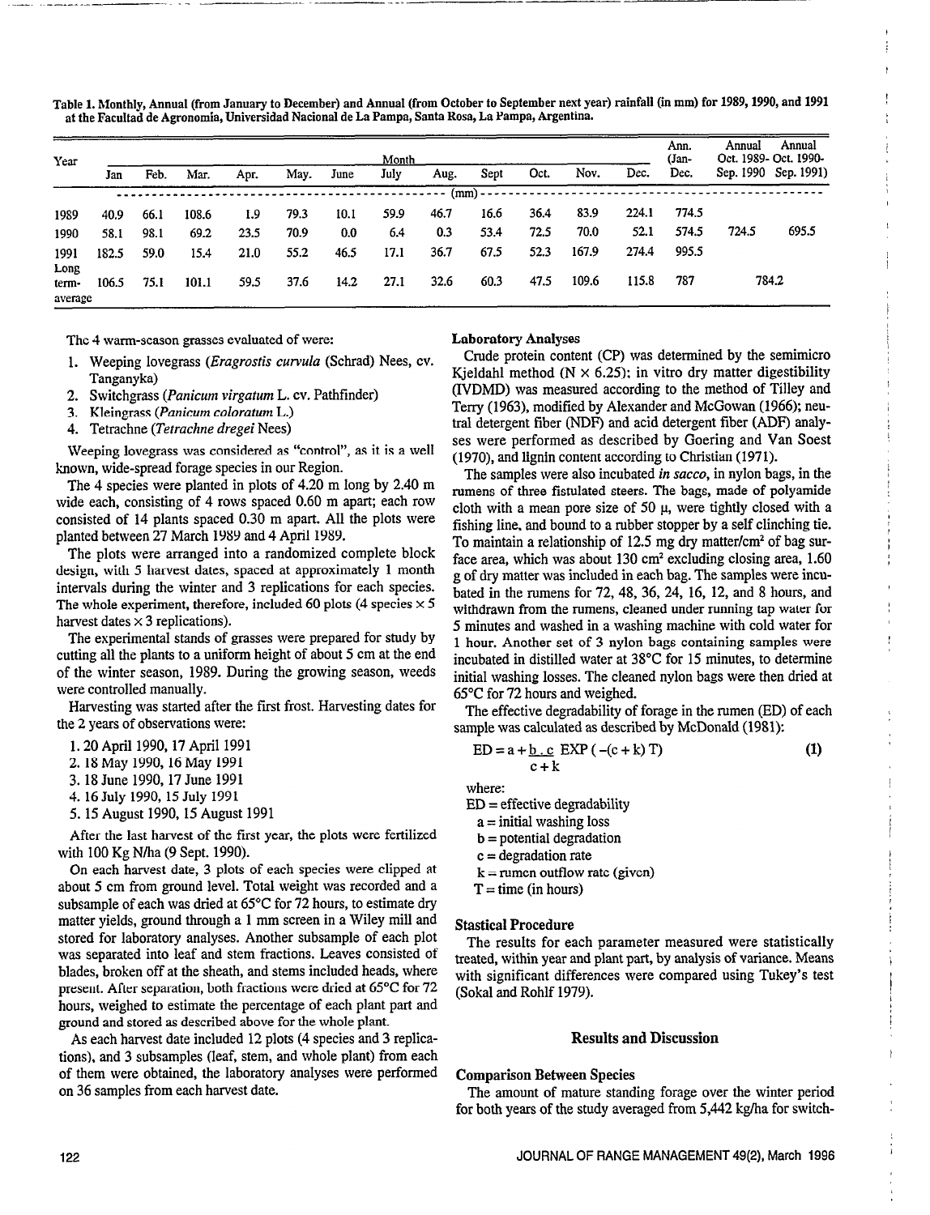Table 1. Monthly, Annual (from January to December) and Annual (from October to September next year) rainfall (in mm) for 1989, 1990, and 1991 at the Facultad de Agronomía, Universidad Nacional de La Pampa, Santa Rosa, La Pampa, Argentina.

| Year | Month | | | | | | | | | | | | Ann. (Jan-Dec. | Annual Oct. 1989-Sep. 1990 | Annual Oct. 1990-Sep. 1991 |
|---|---|---|---|---|---|---|---|---|---|---|---|---|---|---|---|
| | Jan | Feb. | Mar. | Apr. | May. | June | July | Aug. | Sept | Oct. | Nov. | Dec. | | | |
| | (mm) | | | | | | | | | | | | | | |
| 1989 | 40.9 | 66.1 | 108.6 | 1.9 | 79.3 | 10.1 | 59.9 | 46.7 | 16.6 | 36.4 | 83.9 | 224.1 | 774.5 | | |
| 1990 | 58.1 | 98.1 | 69.2 | 23.5 | 70.9 | 0.0 | 6.4 | 0.3 | 53.4 | 72.5 | 70.0 | 52.1 | 574.5 | 724.5 | 695.5 |
| 1991 | 182.5 | 59.0 | 15.4 | 21.0 | 55.2 | 46.5 | 17.1 | 36.7 | 67.5 | 52.3 | 167.9 | 274.4 | 995.5 | | |
| Long term-average | 106.5 | 75.1 | 101.1 | 59.5 | 37.6 | 14.2 | 27.1 | 32.6 | 60.3 | 47.5 | 109.6 | 115.8 | 787 | 784.2 | |

The 4 warm-season grasses evaluated of were:

1. Weeping lovegrass (*Eragrostis curvula* (Schrad) Nees, cv. Tanganyka)
2. Switchgrass (*Panicum virgatum* L. cv. Pathfinder)
3. Kleingrass (*Panicum coloratum* L.)
4. Tetrachne (*Tetrachne dregei* Nees)

Weeping lovegrass was considered as "control", as it is a well known, wide-spread forage species in our Region.

The 4 species were planted in plots of 4.20 m long by 2.40 m wide each, consisting of 4 rows spaced 0.60 m apart; each row consisted of 14 plants spaced 0.30 m apart. All the plots were planted between 27 March 1989 and 4 April 1989.

The plots were arranged into a randomized complete block design, with 5 harvest dates, spaced at approximately 1 month intervals during the winter and 3 replications for each species. The whole experiment, therefore, included 60 plots (4 species × 5 harvest dates × 3 replications).

The experimental stands of grasses were prepared for study by cutting all the plants to a uniform height of about 5 cm at the end of the winter season, 1989. During the growing season, weeds were controlled manually.

Harvesting was started after the first frost. Harvesting dates for the 2 years of observations were:

1. 20 April 1990, 17 April 1991
2. 18 May 1990, 16 May 1991
3. 18 June 1990, 17 June 1991
4. 16 July 1990, 15 July 1991
5. 15 August 1990, 15 August 1991

After the last harvest of the first year, the plots were fertilized with 100 Kg N/ha (9 Sept. 1990).

On each harvest date, 3 plots of each species were clipped at about 5 cm from ground level. Total weight was recorded and a subsample of each was dried at 65°C for 72 hours, to estimate dry matter yields, ground through a 1 mm screen in a Wiley mill and stored for laboratory analyses. Another subsample of each plot was separated into leaf and stem fractions. Leaves consisted of blades, broken off at the sheath, and stems included heads, where present. After separation, both fractions were dried at 65°C for 72 hours, weighed to estimate the percentage of each plant part and ground and stored as described above for the whole plant.

As each harvest date included 12 plots (4 species and 3 replications), and 3 subsamples (leaf, stem, and whole plant) from each of them were obtained, the laboratory analyses were performed on 36 samples from each harvest date.

### Laboratory Analyses

Crude protein content (CP) was determined by the semimicro Kjeldahl method (N × 6.25); in vitro dry matter digestibility (IVDMD) was measured according to the method of Tilley and Terry (1963), modified by Alexander and McGowan (1966); neutral detergent fiber (NDF) and acid detergent fiber (ADF) analyses were performed as described by Goering and Van Soest (1970), and lignin content according to Christian (1971).

The samples were also incubated *in sacco*, in nylon bags, in the rumens of three fistulated steers. The bags, made of polyamide cloth with a mean pore size of 50 μ, were tightly closed with a fishing line, and bound to a rubber stopper by a self clinching tie. To maintain a relationship of 12.5 mg dry matter/cm² of bag surface area, which was about 130 cm² excluding closing area, 1.60 g of dry matter was included in each bag. The samples were incubated in the rumens for 72, 48, 36, 24, 16, 12, and 8 hours, and withdrawn from the rumens, cleaned under running tap water for 5 minutes and washed in a washing machine with cold water for 1 hour. Another set of 3 nylon bags containing samples were incubated in distilled water at 38°C for 15 minutes, to determine initial washing losses. The cleaned nylon bags were then dried at 65°C for 72 hours and weighed.

The effective degradability of forage in the rumen (ED) of each sample was calculated as described by McDonald (1981):

$$ED = a + \frac{b \cdot c}{c + k} \ EXP\left(-(c + k)\,T\right) \qquad (1)$$

where:

ED = effective degradability
a = initial washing loss
b = potential degradation
c = degradation rate
k = rumen outflow rate (given)
T = time (in hours)

### Stastical Procedure

The results for each parameter measured were statistically treated, within year and plant part, by analysis of variance. Means with significant differences were compared using Tukey's test (Sokal and Rohlf 1979).

## Results and Discussion

### Comparison Between Species

The amount of mature standing forage over the winter period for both years of the study averaged from 5,442 kg/ha for switch-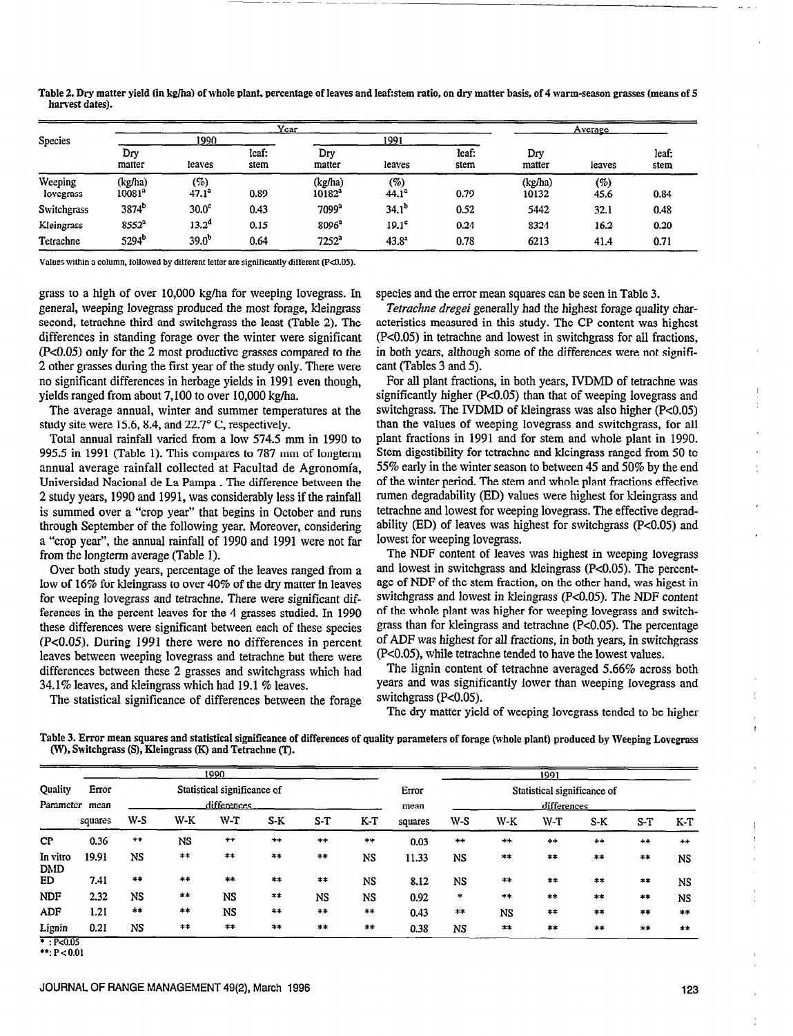Table 2. Dry matter yield (in kg/ha) of whole plant, percentage of leaves and leaf:stem ratio, on dry matter basis, of 4 warm-season grasses (means of 5 harvest dates).

| Species | Year | | | | | | Average | | |
|---|---|---|---|---|---|---|---|---|---|
| | 1990 | | | 1991 | | | | | |
| | Dry matter | leaves | leaf: stem | Dry matter | leaves | leaf: stem | Dry matter | leaves | leaf: stem |
| | (kg/ha) | (%) | | (kg/ha) | (%) | | (kg/ha) | (%) | |
| Weeping lovegrass | 10081[a] | 47.1[a] | 0.89 | 10182[a] | 44.1[a] | 0.79 | 10132 | 45.6 | 0.84 |
| Switchgrass | 3874[b] | 30.0[c] | 0.43 | 7099[a] | 34.1[b] | 0.52 | 5442 | 32.1 | 0.48 |
| Kleingrass | 8552[a] | 13.2[d] | 0.15 | 8096[a] | 19.1[c] | 0.24 | 8324 | 16.2 | 0.20 |
| Tetrachne | 5294[b] | 39.0[b] | 0.64 | 7252[a] | 43.8[a] | 0.78 | 6213 | 41.4 | 0.71 |

Values within a column, followed by different letter are significantly different (P<0.05).

grass to a high of over 10,000 kg/ha for weeping lovegrass. In general, weeping lovegrass produced the most forage, kleingrass second, tetrachne third and switchgrass the least (Table 2). The differences in standing forage over the winter were significant (P<0.05) only for the 2 most productive grasses compared to the 2 other grasses during the first year of the study only. There were no significant differences in herbage yields in 1991 even though, yields ranged from about 7,100 to over 10,000 kg/ha.

The average annual, winter and summer temperatures at the study site were 15.6, 8.4, and 22.7° C, respectively.

Total annual rainfall varied from a low 574.5 mm in 1990 to 995.5 in 1991 (Table 1). This compares to 787 mm of longterm annual average rainfall collected at Facultad de Agronomía, Universidad Nacional de La Pampa . The difference between the 2 study years, 1990 and 1991, was considerably less if the rainfall is summed over a "crop year" that begins in October and runs through September of the following year. Moreover, considering a "crop year", the annual rainfall of 1990 and 1991 were not far from the longterm average (Table 1).

Over both study years, percentage of the leaves ranged from a low of 16% for kleingrass to over 40% of the dry matter in leaves for weeping lovegrass and tetrachne. There were significant differences in the percent leaves for the 4 grasses studied. In 1990 these differences were significant between each of these species (P<0.05). During 1991 there were no differences in percent leaves between weeping lovegrass and tetrachne but there were differences between these 2 grasses and switchgrass which had 34.1% leaves, and kleingrass which had 19.1 % leaves.

The statistical significance of differences between the forage species and the error mean squares can be seen in Table 3.

*Tetrachne dregei* generally had the highest forage quality characteristics measured in this study. The CP content was highest (P<0.05) in tetrachne and lowest in switchgrass for all fractions, in both years, although some of the differences were not significant (Tables 3 and 5).

For all plant fractions, in both years, IVDMD of tetrachne was significantly higher (P<0.05) than that of weeping lovegrass and switchgrass. The IVDMD of kleingrass was also higher (P<0.05) than the values of weeping lovegrass and switchgrass, for all plant fractions in 1991 and for stem and whole plant in 1990. Stem digestibility for tetrachne and kleingrass ranged from 50 to 55% early in the winter season to between 45 and 50% by the end of the winter period. The stem and whole plant fractions effective rumen degradability (ED) values were highest for kleingrass and tetrachne and lowest for weeping lovegrass. The effective degradability (ED) of leaves was highest for switchgrass (P<0.05) and lowest for weeping lovegrass.

The NDF content of leaves was highest in weeping lovegrass and lowest in switchgrass and kleingrass (P<0.05). The percentage of NDF of the stem fraction, on the other hand, was higest in switchgrass and lowest in kleingrass (P<0.05). The NDF content of the whole plant was higher for weeping lovegrass and switchgrass than for kleingrass and tetrachne (P<0.05). The percentage of ADF was highest for all fractions, in both years, in switchgrass (P<0.05), while tetrachne tended to have the lowest values.

The lignin content of tetrachne averaged 5.66% across both years and was significantly lower than weeping lovegrass and switchgrass (P<0.05).

The dry matter yield of weeping lovegrass tended to be higher

Table 3. Error mean squares and statistical significance of differences of quality parameters of forage (whole plant) produced by Weeping Lovegrass (W), Switchgrass (S), Kleingrass (K) and Tetrachne (T).

| Quality Parameter | 1990 | | | | | | | 1991 | | | | | | |
|---|---|---|---|---|---|---|---|---|---|---|---|---|---|---|
| | Error mean squares | Statistical significance of differences | | | | | | Error mean squares | Statistical significance of differences | | | | | |
| | | W-S | W-K | W-T | S-K | S-T | K-T | | W-S | W-K | W-T | S-K | S-T | K-T |
| CP | 0.36 | ** | NS | ** | ** | ** | ** | 0.03 | ** | ** | ** | ** | ** | ** |
| In vitro DMD | 19.91 | NS | ** | ** | ** | ** | NS | 11.33 | NS | ** | ** | ** | ** | NS |
| ED | 7.41 | ** | ** | ** | ** | ** | NS | 8.12 | NS | ** | ** | ** | ** | NS |
| NDF | 2.32 | NS | ** | NS | ** | NS | NS | 0.92 | * | ** | ** | ** | ** | NS |
| ADF | 1.21 | ** | ** | NS | ** | ** | ** | 0.43 | ** | NS | ** | ** | ** | ** |
| Lignin | 0.21 | NS | ** | ** | ** | ** | ** | 0.38 | NS | ** | ** | ** | ** | ** |

* : P<0.05
**: P < 0.01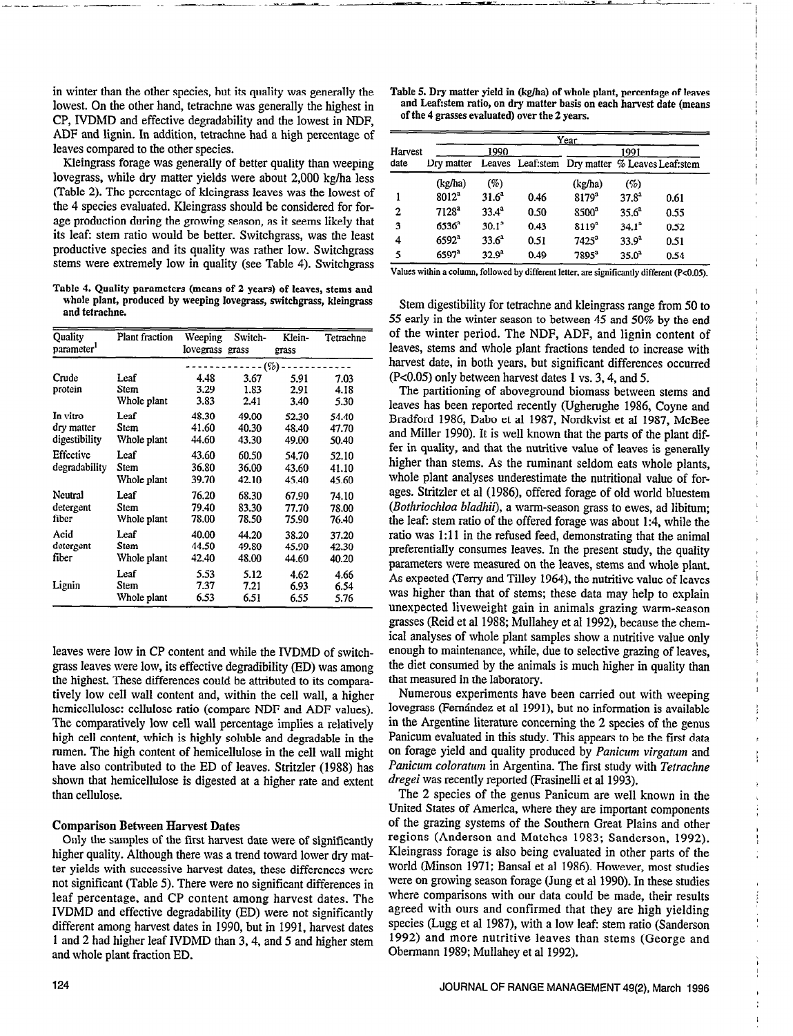in winter than the other species, but its quality was generally the lowest. On the other hand, tetrachne was generally the highest in CP, IVDMD and effective degradability and the lowest in NDF, ADF and lignin. In addition, tetrachne had a high percentage of leaves compared to the other species.

Kleingrass forage was generally of better quality than weeping lovegrass, while dry matter yields were about 2,000 kg/ha less (Table 2). The percentage of kleingrass leaves was the lowest of the 4 species evaluated. Kleingrass should be considered for forage production during the growing season, as it seems likely that its leaf: stem ratio would be better. Switchgrass, was the least productive species and its quality was rather low. Switchgrass stems were extremely low in quality (see Table 4). Switchgrass leaves were low in CP content and while the IVDMD of switchgrass leaves were low, its effective degradibility (ED) was among the highest. These differences could be attributed to its comparatively low cell wall content and, within the cell wall, a higher hemicellulose: cellulose ratio (compare NDF and ADF values). The comparatively low cell wall percentage implies a relatively high cell content, which is highly soluble and degradable in the rumen. The high content of hemicellulose in the cell wall might have also contributed to the ED of leaves. Stritzler (1988) has shown that hemicellulose is digested at a higher rate and extent than cellulose.

**Table 4. Quality parameters (means of 2 years) of leaves, stems and whole plant, produced by weeping lovegrass, switchgrass, kleingrass and tetrachne.**

| Quality parameter[1] | Plant fraction | Weeping lovegrass | Switch-grass | Klein-grass | Tetrachne |
|---|---|---|---|---|---|
| | | (%) | | | |
| Crude protein | Leaf | 4.48 | 3.67 | 5.91 | 7.03 |
| | Stem | 3.29 | 1.83 | 2.91 | 4.18 |
| | Whole plant | 3.83 | 2.41 | 3.40 | 5.30 |
| In vitro dry matter digestibility | Leaf | 48.30 | 49.00 | 52.30 | 54.40 |
| | Stem | 41.60 | 40.30 | 48.40 | 47.70 |
| | Whole plant | 44.60 | 43.30 | 49.00 | 50.40 |
| Effective degradability | Leaf | 43.60 | 60.50 | 54.70 | 52.10 |
| | Stem | 36.80 | 36.00 | 43.60 | 41.10 |
| | Whole plant | 39.70 | 42.10 | 45.40 | 45.60 |
| Neutral detergent fiber | Leaf | 76.20 | 68.30 | 67.90 | 74.10 |
| | Stem | 79.40 | 83.30 | 77.70 | 78.00 |
| | Whole plant | 78.00 | 78.50 | 75.90 | 76.40 |
| Acid detergent fiber | Leaf | 40.00 | 44.20 | 38.20 | 37.20 |
| | Stem | 44.50 | 49.80 | 45.90 | 42.30 |
| | Whole plant | 42.40 | 48.00 | 44.60 | 40.20 |
| Lignin | Leaf | 5.53 | 5.12 | 4.62 | 4.66 |
| | Stem | 7.37 | 7.21 | 6.93 | 6.54 |
| | Whole plant | 6.53 | 6.51 | 6.55 | 5.76 |

### Comparison Between Harvest Dates

Only the samples of the first harvest date were of significantly higher quality. Although there was a trend toward lower dry matter yields with successive harvest dates, these differences were not significant (Table 5). There were no significant differences in leaf percentage, and CP content among harvest dates. The IVDMD and effective degradability (ED) were not significantly different among harvest dates in 1990, but in 1991, harvest dates 1 and 2 had higher leaf IVDMD than 3, 4, and 5 and higher stem and whole plant fraction ED.

**Table 5. Dry matter yield in (kg/ha) of whole plant, percentage of leaves and Leaf:stem ratio, on dry matter basis on each harvest date (means of the 4 grasses evaluated) over the 2 years.**

| Harvest date | 1990 Dry matter | 1990 Leaves | 1990 Leaf:stem | 1991 Dry matter | 1991 % Leaves | 1991 Leaf:stem |
|---|---|---|---|---|---|---|
| | (kg/ha) | (%) | | (kg/ha) | (%) | |
| 1 | 8012[a] | 31.6[a] | 0.46 | 8179[a] | 37.8[a] | 0.61 |
| 2 | 7128[a] | 33.4[a] | 0.50 | 8500[a] | 35.6[a] | 0.55 |
| 3 | 6536[a] | 30.1[a] | 0.43 | 8119[a] | 34.1[a] | 0.52 |
| 4 | 6592[a] | 33.6[a] | 0.51 | 7425[a] | 33.9[a] | 0.51 |
| 5 | 6597[a] | 32.9[a] | 0.49 | 7895[a] | 35.0[a] | 0.54 |

Values within a column, followed by different letter, are significantly different ($P<0.05$).

Stem digestibility for tetrachne and kleingrass range from 50 to 55 early in the winter season to between 45 and 50% by the end of the winter period. The NDF, ADF, and lignin content of leaves, stems and whole plant fractions tended to increase with harvest date, in both years, but significant differences occurred ($P<0.05$) only between harvest dates 1 vs. 3, 4, and 5.

The partitioning of aboveground biomass between stems and leaves has been reported recently (Ugherughe 1986, Coyne and Bradford 1986, Dabo et al 1987, Nordkvist et al 1987, McBee and Miller 1990). It is well known that the parts of the plant differ in quality, and that the nutritive value of leaves is generally higher than stems. As the ruminant seldom eats whole plants, whole plant analyses underestimate the nutritional value of forages. Stritzler et al (1986), offered forage of old world bluestem (*Bothriochloa bladhii*), a warm-season grass to ewes, ad libitum; the leaf: stem ratio of the offered forage was about 1:4, while the ratio was 1:11 in the refused feed, demonstrating that the animal preferentially consumes leaves. In the present study, the quality parameters were measured on the leaves, stems and whole plant. As expected (Terry and Tilley 1964), the nutritive value of leaves was higher than that of stems; these data may help to explain unexpected liveweight gain in animals grazing warm-season grasses (Reid et al 1988; Mullahey et al 1992), because the chemical analyses of whole plant samples show a nutritive value only enough to maintenance, while, due to selective grazing of leaves, the diet consumed by the animals is much higher in quality than that measured in the laboratory.

Numerous experiments have been carried out with weeping lovegrass (Fernández et al 1991), but no information is available in the Argentine literature concerning the 2 species of the genus Panicum evaluated in this study. This appears to be the first data on forage yield and quality produced by *Panicum virgatum* and *Panicum coloratum* in Argentina. The first study with *Tetrachne dregei* was recently reported (Frasinelli et al 1993).

The 2 species of the genus Panicum are well known in the United States of America, where they are important components of the grazing systems of the Southern Great Plains and other regions (Anderson and Matches 1983; Sanderson, 1992). Kleingrass forage is also being evaluated in other parts of the world (Minson 1971; Bansal et al 1986). However, most studies were on growing season forage (Jung et al 1990). In these studies where comparisons with our data could be made, their results agreed with ours and confirmed that they are high yielding species (Lugg et al 1987), with a low leaf: stem ratio (Sanderson 1992) and more nutritive leaves than stems (George and Obermann 1989; Mullahey et al 1992).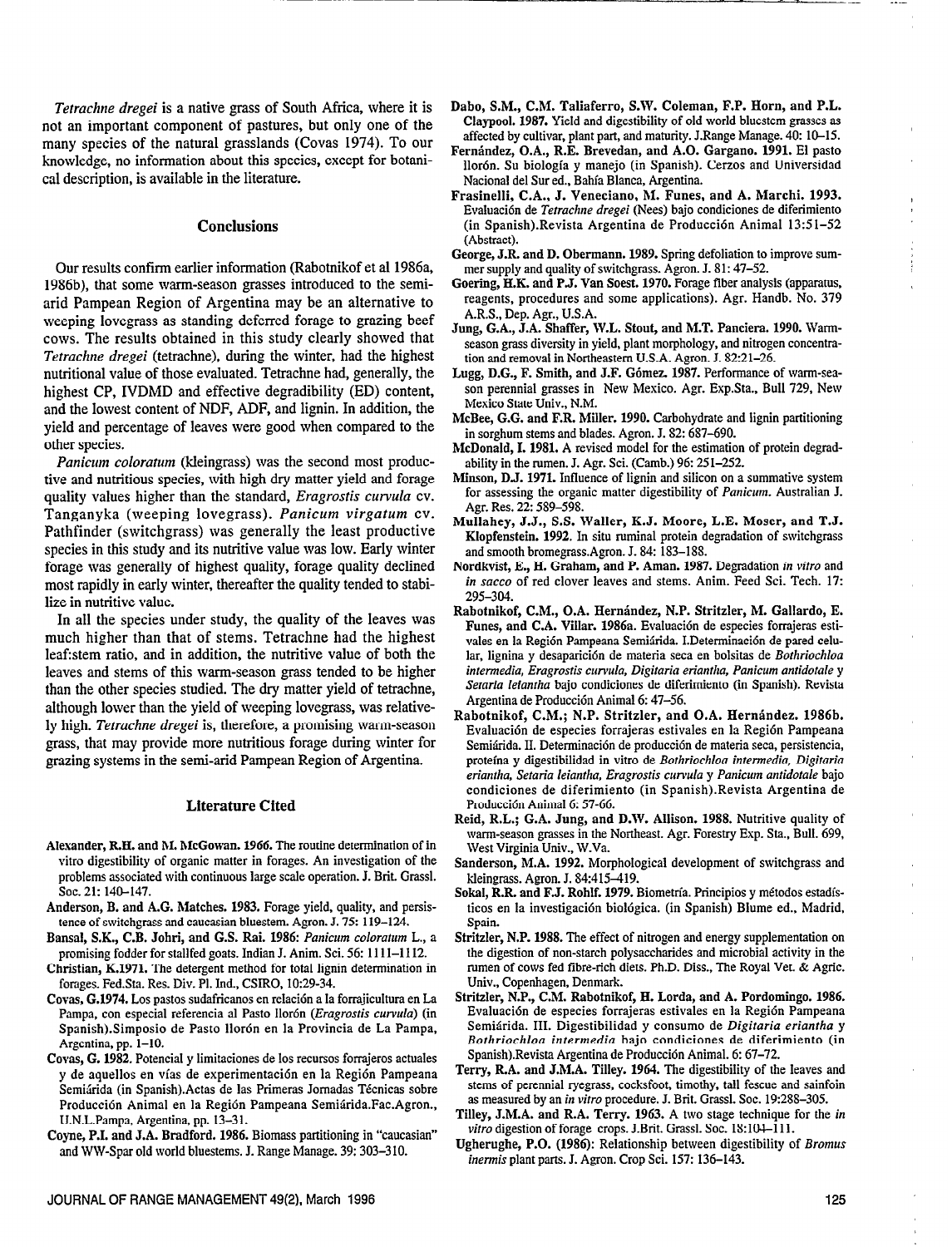*Tetrachne dregei* is a native grass of South Africa, where it is not an important component of pastures, but only one of the many species of the natural grasslands (Covas 1974). To our knowledge, no information about this species, except for botanical description, is available in the literature.

## Conclusions

Our results confirm earlier information (Rabotnikof et al 1986a, 1986b), that some warm-season grasses introduced to the semiarid Pampean Region of Argentina may be an alternative to weeping lovegrass as standing deferred forage to grazing beef cows. The results obtained in this study clearly showed that *Tetrachne dregei* (tetrachne), during the winter, had the highest nutritional value of those evaluated. Tetrachne had, generally, the highest CP, IVDMD and effective degradibility (ED) content, and the lowest content of NDF, ADF, and lignin. In addition, the yield and percentage of leaves were good when compared to the other species.

*Panicum coloratum* (kleingrass) was the second most productive and nutritious species, with high dry matter yield and forage quality values higher than the standard, *Eragrostis curvula* cv. Tanganyka (weeping lovegrass). *Panicum virgatum* cv. Pathfinder (switchgrass) was generally the least productive species in this study and its nutritive value was low. Early winter forage was generally of highest quality, forage quality declined most rapidly in early winter, thereafter the quality tended to stabilize in nutritive value.

In all the species under study, the quality of the leaves was much higher than that of stems. Tetrachne had the highest leaf:stem ratio, and in addition, the nutritive value of both the leaves and stems of this warm-season grass tended to be higher than the other species studied. The dry matter yield of tetrachne, although lower than the yield of weeping lovegrass, was relatively high. *Tetrachne dregei* is, therefore, a promising warm-season grass, that may provide more nutritious forage during winter for grazing systems in the semi-arid Pampean Region of Argentina.

## Literature Cited

**Alexander, R.H. and M. McGowan. 1966.** The routine determination of in vitro digestibility of organic matter in forages. An investigation of the problems associated with continuous large scale operation. J. Brit. Grassl. Soc. 21: 140–147.

**Anderson, B. and A.G. Matches. 1983.** Forage yield, quality, and persistence of switchgrass and caucasian bluestem. Agron. J. 75: 119–124.

**Bansal, S.K., C.B. Johri, and G.S. Rai. 1986:** *Panicum coloratum* L., a promising fodder for stallfed goats. Indian J. Anim. Sci. 56: 1111–1112.

**Christian, K.1971.** The detergent method for total lignin determination in forages. Fed.Sta. Res. Div. Pl. Ind., CSIRO, 10:29-34.

**Covas, G.1974.** Los pastos sudafricanos en relación a la forrajicultura en La Pampa, con especial referencia al Pasto llorón (*Eragrostis curvula*) (in Spanish).Simposio de Pasto llorón en la Provincia de La Pampa, Argentina, pp. 1–10.

**Covas, G. 1982.** Potencial y limitaciones de los recursos forrajeros actuales y de aquellos en vías de experimentación en la Región Pampeana Semiárida (in Spanish).Actas de las Primeras Jornadas Técnicas sobre Producción Animal en la Región Pampeana Semiárida.Fac.Agron., U.N.L.Pampa, Argentina, pp. 13–31.

**Coyne, P.I. and J.A. Bradford. 1986.** Biomass partitioning in "caucasian" and WW-Spar old world bluestems. J. Range Manage. 39: 303–310.

**Dabo, S.M., C.M. Taliaferro, S.W. Coleman, F.P. Horn, and P.L. Claypool. 1987.** Yield and digestibility of old world bluestem grasses as affected by cultivar, plant part, and maturity. J.Range Manage. 40: 10–15.

**Fernández, O.A., R.E. Brevedan, and A.O. Gargano. 1991.** El pasto llorón. Su biología y manejo (in Spanish). Cerzos and Universidad Nacional del Sur ed., Bahía Blanca, Argentina.

**Frasinelli, C.A., J. Veneciano, M. Funes, and A. Marchi. 1993.** Evaluación de *Tetrachne dregei* (Nees) bajo condiciones de diferimiento (in Spanish).Revista Argentina de Producción Animal 13:51–52 (Abstract).

**George, J.R. and D. Obermann. 1989.** Spring defoliation to improve summer supply and quality of switchgrass. Agron. J. 81: 47–52.

**Goering, H.K. and P.J. Van Soest. 1970.** Forage fiber analysis (apparatus, reagents, procedures and some applications). Agr. Handb. No. 379 A.R.S., Dep. Agr., U.S.A.

**Jung, G.A., J.A. Shaffer, W.L. Stout, and M.T. Panciera. 1990.** Warm-season grass diversity in yield, plant morphology, and nitrogen concentration and removal in Northeastern U.S.A. Agron. J. 82:21–26.

**Lugg, D.G., F. Smith, and J.F. Gómez. 1987.** Performance of warm-season perennial grasses in New Mexico. Agr. Exp.Sta., Bull 729, New Mexico State Univ., N.M.

**McBee, G.G. and F.R. Miller. 1990.** Carbohydrate and lignin partitioning in sorghum stems and blades. Agron. J. 82: 687–690.

**McDonald, I. 1981.** A revised model for the estimation of protein degradability in the rumen. J. Agr. Sci. (Camb.) 96: 251–252.

**Minson, D.J. 1971.** Influence of lignin and silicon on a summative system for assessing the organic matter digestibility of *Panicum*. Australian J. Agr. Res. 22: 589–598.

**Mullahey, J.J., S.S. Waller, K.J. Moore, L.E. Moser, and T.J. Klopfenstein. 1992.** In situ ruminal protein degradation of switchgrass and smooth bromegrass.Agron. J. 84: 183–188.

**Nordkvist, E., H. Graham, and P. Aman. 1987.** Degradation *in vitro* and *in sacco* of red clover leaves and stems. Anim. Feed Sci. Tech. 17: 295–304.

**Rabotnikof, C.M., O.A. Hernández, N.P. Stritzler, M. Gallardo, E. Funes, and C.A. Villar. 1986a.** Evaluación de especies forrajeras estivales en la Región Pampeana Semiárida. I.Determinación de pared celular, lignina y desaparición de materia seca en bolsitas de *Bothriochloa intermedia, Eragrostis curvula, Digitaria eriantha, Panicum antidotale* y *Setaria leiantha* bajo condiciones de diferimiento (in Spanish). Revista Argentina de Producción Animal 6: 47–56.

**Rabotnikof, C.M.; N.P. Stritzler, and O.A. Hernández. 1986b.** Evaluación de especies forrajeras estivales en la Región Pampeana Semiárida. II. Determinación de producción de materia seca, persistencia, proteína y digestibilidad in vitro de *Bothriochloa intermedia, Digitaria eriantha, Setaria leiantha, Eragrostis curvula* y *Panicum antidotale* bajo condiciones de diferimiento (in Spanish).Revista Argentina de Producción Animal 6: 57-66.

**Reid, R.L.; G.A. Jung, and D.W. Allison. 1988.** Nutritive quality of warm-season grasses in the Northeast. Agr. Forestry Exp. Sta., Bull. 699, West Virginia Univ., W.Va.

**Sanderson, M.A. 1992.** Morphological development of switchgrass and kleingrass. Agron. J. 84:415–419.

**Sokal, R.R. and F.J. Rohlf. 1979.** Biometría. Principios y métodos estadísticos en la investigación biológica. (in Spanish) Blume ed., Madrid, Spain.

**Stritzler, N.P. 1988.** The effect of nitrogen and energy supplementation on the digestion of non-starch polysaccharides and microbial activity in the rumen of cows fed fibre-rich diets. Ph.D. Diss., The Royal Vet. & Agric. Univ., Copenhagen, Denmark.

**Stritzler, N.P., C.M. Rabotnikof, H. Lorda, and A. Pordomingo. 1986.** Evaluación de especies forrajeras estivales en la Región Pampeana Semiárida. III. Digestibilidad y consumo de *Digitaria eriantha* y *Bothriochloa intermedia* bajo condiciones de diferimiento (in Spanish).Revista Argentina de Producción Animal. 6: 67–72.

**Terry, R.A. and J.M.A. Tilley. 1964.** The digestibility of the leaves and stems of perennial ryegrass, cocksfoot, timothy, tall fescue and sainfoin as measured by an *in vitro* procedure. J. Brit. Grassl. Soc. 19:288–305.

**Tilley, J.M.A. and R.A. Terry. 1963.** A two stage technique for the *in vitro* digestion of forage crops. J.Brit. Grassl. Soc. 18:104–111.

**Ugherughe, P.O. (1986):** Relationship between digestibility of *Bromus inermis* plant parts. J. Agron. Crop Sci. 157: 136–143.